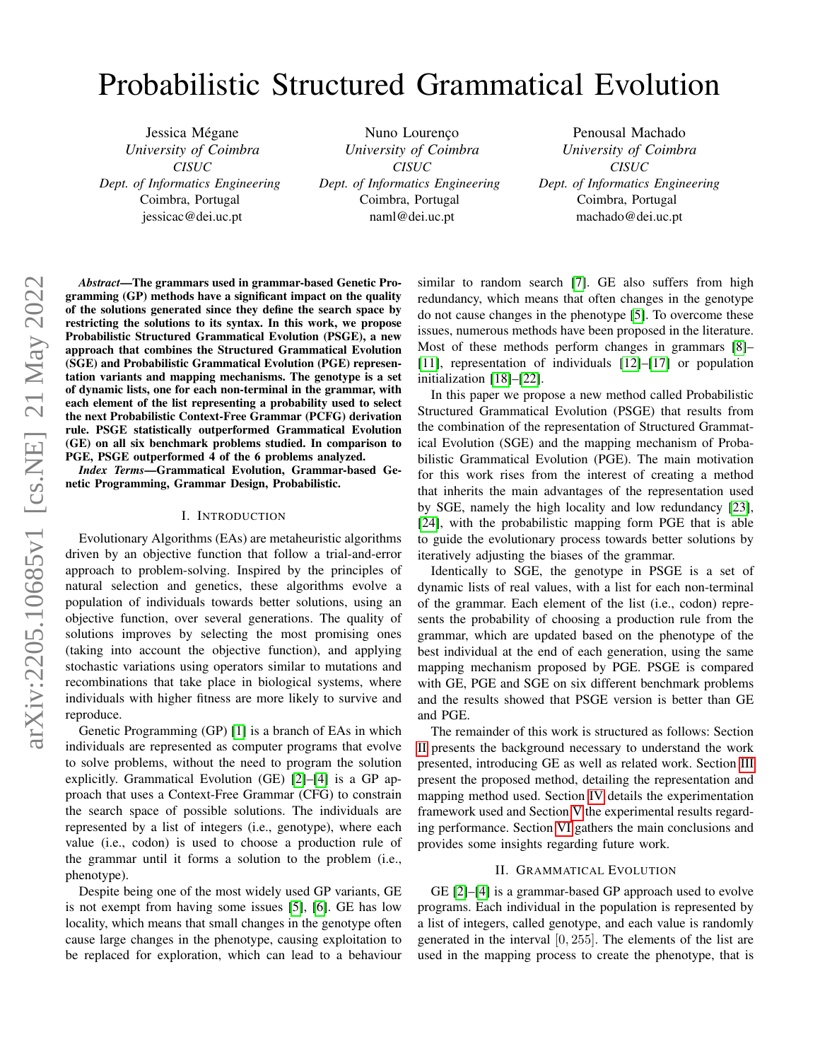# Probabilistic Structured Grammatical Evolution

Jessica Mégane
*University of Coimbra*
*CISUC*
*Dept. of Informatics Engineering*
Coimbra, Portugal
jessicac@dei.uc.pt

Nuno Lourenço
*University of Coimbra*
*CISUC*
*Dept. of Informatics Engineering*
Coimbra, Portugal
naml@dei.uc.pt

Penousal Machado
*University of Coimbra*
*CISUC*
*Dept. of Informatics Engineering*
Coimbra, Portugal
machado@dei.uc.pt

***Abstract*—The grammars used in grammar-based Genetic Programming (GP) methods have a significant impact on the quality of the solutions generated since they define the search space by restricting the solutions to its syntax. In this work, we propose Probabilistic Structured Grammatical Evolution (PSGE), a new approach that combines the Structured Grammatical Evolution (SGE) and Probabilistic Grammatical Evolution (PGE) representation variants and mapping mechanisms. The genotype is a set of dynamic lists, one for each non-terminal in the grammar, with each element of the list representing a probability used to select the next Probabilistic Context-Free Grammar (PCFG) derivation rule. PSGE statistically outperformed Grammatical Evolution (GE) on all six benchmark problems studied. In comparison to PGE, PSGE outperformed 4 of the 6 problems analyzed.**

***Index Terms*—Grammatical Evolution, Grammar-based Genetic Programming, Grammar Design, Probabilistic.**

## I. Introduction

Evolutionary Algorithms (EAs) are metaheuristic algorithms driven by an objective function that follow a trial-and-error approach to problem-solving. Inspired by the principles of natural selection and genetics, these algorithms evolve a population of individuals towards better solutions, using an objective function, over several generations. The quality of solutions improves by selecting the most promising ones (taking into account the objective function), and applying stochastic variations using operators similar to mutations and recombinations that take place in biological systems, where individuals with higher fitness are more likely to survive and reproduce.

Genetic Programming (GP) [1] is a branch of EAs in which individuals are represented as computer programs that evolve to solve problems, without the need to program the solution explicitly. Grammatical Evolution (GE) [2]–[4] is a GP approach that uses a Context-Free Grammar (CFG) to constrain the search space of possible solutions. The individuals are represented by a list of integers (i.e., genotype), where each value (i.e., codon) is used to choose a production rule of the grammar until it forms a solution to the problem (i.e., phenotype).

Despite being one of the most widely used GP variants, GE is not exempt from having some issues [5], [6]. GE has low locality, which means that small changes in the genotype often cause large changes in the phenotype, causing exploitation to be replaced for exploration, which can lead to a behaviour similar to random search [7]. GE also suffers from high redundancy, which means that often changes in the genotype do not cause changes in the phenotype [5]. To overcome these issues, numerous methods have been proposed in the literature. Most of these methods perform changes in grammars [8]–[11], representation of individuals [12]–[17] or population initialization [18]–[22].

In this paper we propose a new method called Probabilistic Structured Grammatical Evolution (PSGE) that results from the combination of the representation of Structured Grammatical Evolution (SGE) and the mapping mechanism of Probabilistic Grammatical Evolution (PGE). The main motivation for this work rises from the interest of creating a method that inherits the main advantages of the representation used by SGE, namely the high locality and low redundancy [23], [24], with the probabilistic mapping form PGE that is able to guide the evolutionary process towards better solutions by iteratively adjusting the biases of the grammar.

Identically to SGE, the genotype in PSGE is a set of dynamic lists of real values, with a list for each non-terminal of the grammar. Each element of the list (i.e., codon) represents the probability of choosing a production rule from the grammar, which are updated based on the phenotype of the best individual at the end of each generation, using the same mapping mechanism proposed by PGE. PSGE is compared with GE, PGE and SGE on six different benchmark problems and the results showed that PSGE version is better than GE and PGE.

The remainder of this work is structured as follows: Section II presents the background necessary to understand the work presented, introducing GE as well as related work. Section III present the proposed method, detailing the representation and mapping method used. Section IV details the experimentation framework used and Section V the experimental results regarding performance. Section VI gathers the main conclusions and provides some insights regarding future work.

## II. Grammatical Evolution

GE [2]–[4] is a grammar-based GP approach used to evolve programs. Each individual in the population is represented by a list of integers, called genotype, and each value is randomly generated in the interval $[0, 255]$. The elements of the list are used in the mapping process to create the phenotype, that is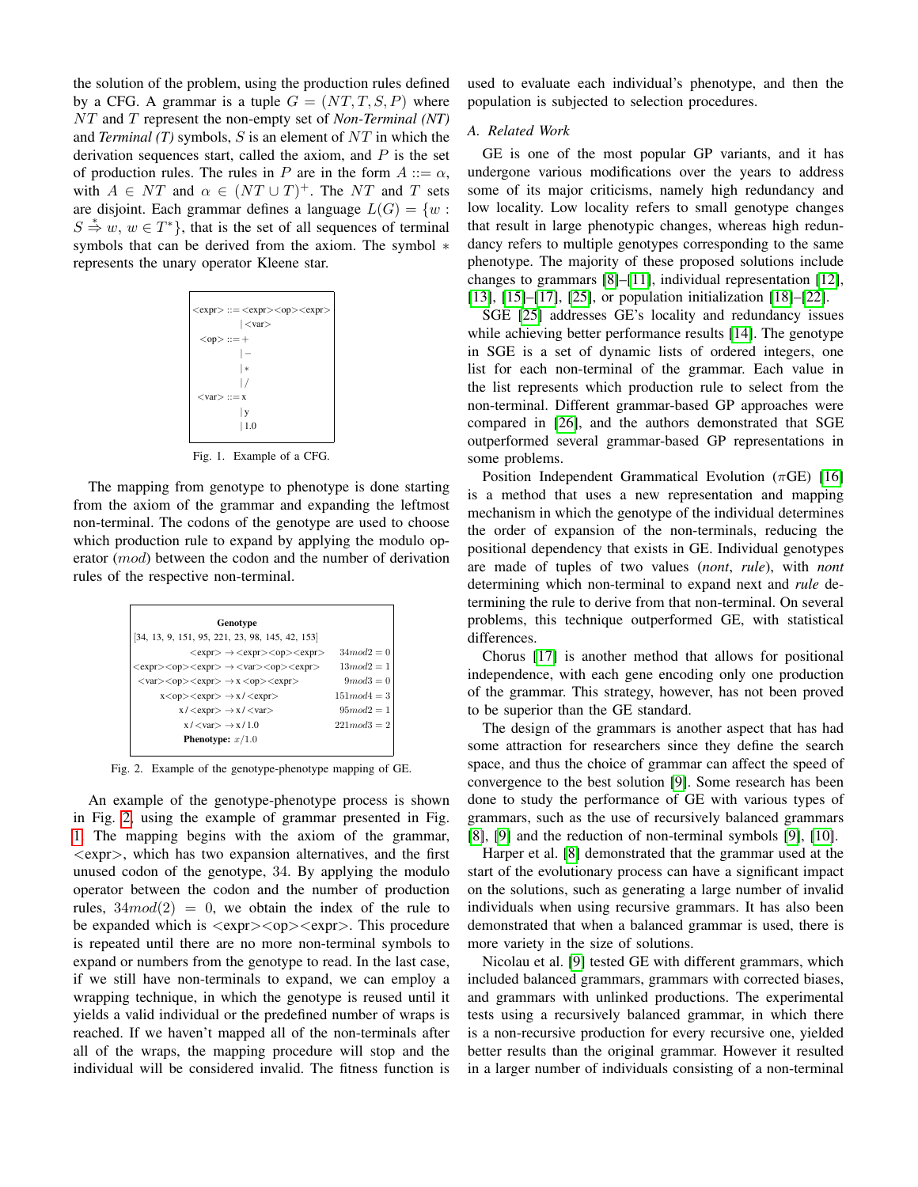the solution of the problem, using the production rules defined by a CFG. A grammar is a tuple $G = (NT, T, S, P)$ where $NT$ and $T$ represent the non-empty set of *Non-Terminal (NT)* and *Terminal (T)* symbols, $S$ is an element of $NT$ in which the derivation sequences start, called the axiom, and $P$ is the set of production rules. The rules in $P$ are in the form $A ::= \alpha$, with $A \in NT$ and $\alpha \in (NT \cup T)^{+}$. The $NT$ and $T$ sets are disjoint. Each grammar defines a language $L(G) = \{w : S \overset{*}{\Rightarrow} w, w \in T^{*}\}$, that is the set of all sequences of terminal symbols that can be derived from the axiom. The symbol $*$ represents the unary operator Kleene star.

```
<expr> ::= <expr><op><expr>
         | <var>
<op>   ::= +
         | −
         | *
         | /
<var>  ::= x
         | y
         | 1.0
```

Fig. 1. Example of a CFG.

The mapping from genotype to phenotype is done starting from the axiom of the grammar and expanding the leftmost non-terminal. The codons of the genotype are used to choose which production rule to expand by applying the modulo operator ($mod$) between the codon and the number of derivation rules of the respective non-terminal.

**Genotype**

[34, 13, 9, 151, 95, 221, 23, 98, 145, 42, 153]

| | |
|---|---|
| <expr> → <expr><op><expr> | $34 mod 2 = 0$ |
| <expr><op><expr> → <var><op><expr> | $13 mod 2 = 1$ |
| <var><op><expr> → x <op><expr> | $9 mod 3 = 0$ |
| x<op><expr> → x / <expr> | $151 mod 4 = 3$ |
| x / <expr> → x / <var> | $95 mod 2 = 1$ |
| x / <var> → x / 1.0 | $221 mod 3 = 2$ |

**Phenotype:** $x/1.0$

Fig. 2. Example of the genotype-phenotype mapping of GE.

An example of the genotype-phenotype process is shown in Fig. 2 using the example of grammar presented in Fig. 1. The mapping begins with the axiom of the grammar, <expr>, which has two expansion alternatives, and the first unused codon of the genotype, 34. By applying the modulo operator between the codon and the number of production rules, $34mod(2) = 0$, we obtain the index of the rule to be expanded which is <expr><op><expr>. This procedure is repeated until there are no more non-terminal symbols to expand or numbers from the genotype to read. In the last case, if we still have non-terminals to expand, we can employ a wrapping technique, in which the genotype is reused until it yields a valid individual or the predefined number of wraps is reached. If we haven't mapped all of the non-terminals after all of the wraps, the mapping procedure will stop and the individual will be considered invalid. The fitness function is used to evaluate each individual's phenotype, and then the population is subjected to selection procedures.

### A. Related Work

GE is one of the most popular GP variants, and it has undergone various modifications over the years to address some of its major criticisms, namely high redundancy and low locality. Low locality refers to small genotype changes that result in large phenotypic changes, whereas high redundancy refers to multiple genotypes corresponding to the same phenotype. The majority of these proposed solutions include changes to grammars [8]–[11], individual representation [12], [13], [15]–[17], [25], or population initialization [18]–[22].

SGE [25] addresses GE's locality and redundancy issues while achieving better performance results [14]. The genotype in SGE is a set of dynamic lists of ordered integers, one list for each non-terminal of the grammar. Each value in the list represents which production rule to select from the non-terminal. Different grammar-based GP approaches were compared in [26], and the authors demonstrated that SGE outperformed several grammar-based GP representations in some problems.

Position Independent Grammatical Evolution ($\pi$GE) [16] is a method that uses a new representation and mapping mechanism in which the genotype of the individual determines the order of expansion of the non-terminals, reducing the positional dependency that exists in GE. Individual genotypes are made of tuples of two values (*nont*, *rule*), with *nont* determining which non-terminal to expand next and *rule* determining the rule to derive from that non-terminal. On several problems, this technique outperformed GE, with statistical differences.

Chorus [17] is another method that allows for positional independence, with each gene encoding only one production of the grammar. This strategy, however, has not been proved to be superior than the GE standard.

The design of the grammars is another aspect that has had some attraction for researchers since they define the search space, and thus the choice of grammar can affect the speed of convergence to the best solution [9]. Some research has been done to study the performance of GE with various types of grammars, such as the use of recursively balanced grammars [8], [9] and the reduction of non-terminal symbols [9], [10].

Harper et al. [8] demonstrated that the grammar used at the start of the evolutionary process can have a significant impact on the solutions, such as generating a large number of invalid individuals when using recursive grammars. It has also been demonstrated that when a balanced grammar is used, there is more variety in the size of solutions.

Nicolau et al. [9] tested GE with different grammars, which included balanced grammars, grammars with corrected biases, and grammars with unlinked productions. The experimental tests using a recursively balanced grammar, in which there is a non-recursive production for every recursive one, yielded better results than the original grammar. However it resulted in a larger number of individuals consisting of a non-terminal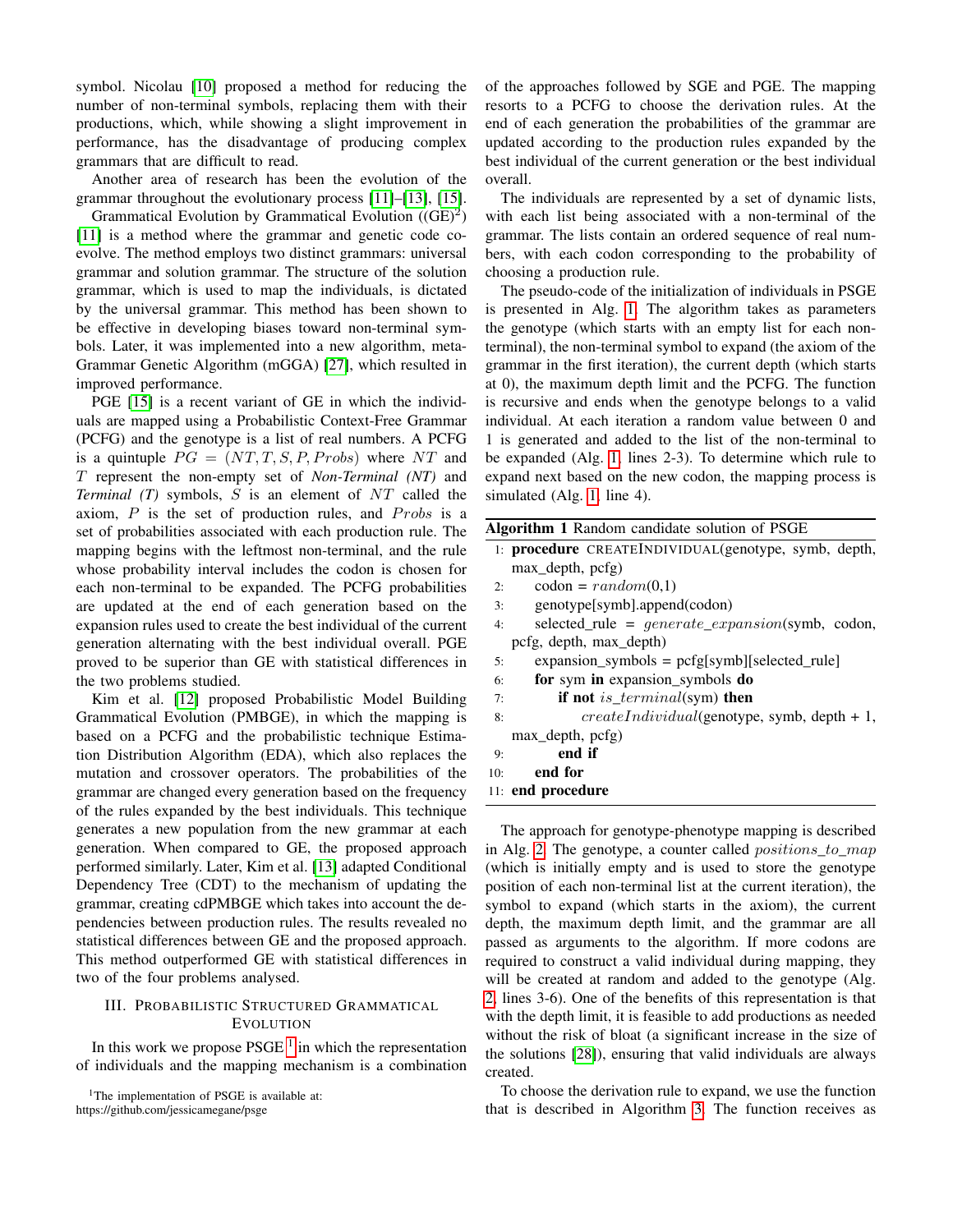symbol. Nicolau [10] proposed a method for reducing the number of non-terminal symbols, replacing them with their productions, which, while showing a slight improvement in performance, has the disadvantage of producing complex grammars that are difficult to read.

Another area of research has been the evolution of the grammar throughout the evolutionary process [11]–[13], [15].

Grammatical Evolution by Grammatical Evolution ((GE)$^2$) [11] is a method where the grammar and genetic code co-evolve. The method employs two distinct grammars: universal grammar and solution grammar. The structure of the solution grammar, which is used to map the individuals, is dictated by the universal grammar. This method has been shown to be effective in developing biases toward non-terminal symbols. Later, it was implemented into a new algorithm, meta-Grammar Genetic Algorithm (mGGA) [27], which resulted in improved performance.

PGE [15] is a recent variant of GE in which the individuals are mapped using a Probabilistic Context-Free Grammar (PCFG) and the genotype is a list of real numbers. A PCFG is a quintuple $PG = (NT, T, S, P, Probs)$ where $NT$ and $T$ represent the non-empty set of *Non-Terminal (NT)* and *Terminal (T)* symbols, $S$ is an element of $NT$ called the axiom, $P$ is the set of production rules, and $Probs$ is a set of probabilities associated with each production rule. The mapping begins with the leftmost non-terminal, and the rule whose probability interval includes the codon is chosen for each non-terminal to be expanded. The PCFG probabilities are updated at the end of each generation based on the expansion rules used to create the best individual of the current generation alternating with the best individual overall. PGE proved to be superior than GE with statistical differences in the two problems studied.

Kim et al. [12] proposed Probabilistic Model Building Grammatical Evolution (PMBGE), in which the mapping is based on a PCFG and the probabilistic technique Estimation Distribution Algorithm (EDA), which also replaces the mutation and crossover operators. The probabilities of the grammar are changed every generation based on the frequency of the rules expanded by the best individuals. This technique generates a new population from the new grammar at each generation. When compared to GE, the proposed approach performed similarly. Later, Kim et al. [13] adapted Conditional Dependency Tree (CDT) to the mechanism of updating the grammar, creating cdPMBGE which takes into account the dependencies between production rules. The results revealed no statistical differences between GE and the proposed approach. This method outperformed GE with statistical differences in two of the four problems analysed.

## III. Probabilistic Structured Grammatical Evolution

In this work we propose PSGE [1] in which the representation of individuals and the mapping mechanism is a combination of the approaches followed by SGE and PGE. The mapping resorts to a PCFG to choose the derivation rules. At the end of each generation the probabilities of the grammar are updated according to the production rules expanded by the best individual of the current generation or the best individual overall.

The individuals are represented by a set of dynamic lists, with each list being associated with a non-terminal of the grammar. The lists contain an ordered sequence of real numbers, with each codon corresponding to the probability of choosing a production rule.

The pseudo-code of the initialization of individuals in PSGE is presented in Alg. 1. The algorithm takes as parameters the genotype (which starts with an empty list for each non-terminal), the non-terminal symbol to expand (the axiom of the grammar in the first iteration), the current depth (which starts at 0), the maximum depth limit and the PCFG. The function is recursive and ends when the genotype belongs to a valid individual. At each iteration a random value between 0 and 1 is generated and added to the list of the non-terminal to be expanded (Alg. 1, lines 2-3). To determine which rule to expand next based on the new codon, the mapping process is simulated (Alg. 1, line 4).

**Algorithm 1** Random candidate solution of PSGE

```
1: procedure CREATEINDIVIDUAL(genotype, symb, depth, max_depth, pcfg)
2:     codon = random(0,1)
3:     genotype[symb].append(codon)
4:     selected_rule = generate_expansion(symb, codon, pcfg, depth, max_depth)
5:     expansion_symbols = pcfg[symb][selected_rule]
6:     for sym in expansion_symbols do
7:         if not is_terminal(sym) then
8:             createIndividual(genotype, symb, depth + 1, max_depth, pcfg)
9:         end if
10:    end for
11: end procedure
```

The approach for genotype-phenotype mapping is described in Alg. 2. The genotype, a counter called $positions\_to\_map$ (which is initially empty and is used to store the genotype position of each non-terminal list at the current iteration), the symbol to expand (which starts in the axiom), the current depth, the maximum depth limit, and the grammar are all passed as arguments to the algorithm. If more codons are required to construct a valid individual during mapping, they will be created at random and added to the genotype (Alg. 2, lines 3-6). One of the benefits of this representation is that with the depth limit, it is feasible to add productions as needed without the risk of bloat (a significant increase in the size of the solutions [28]), ensuring that valid individuals are always created.

To choose the derivation rule to expand, we use the function that is described in Algorithm 3. The function receives as

[1] The implementation of PSGE is available at: https://github.com/jessicamegane/psge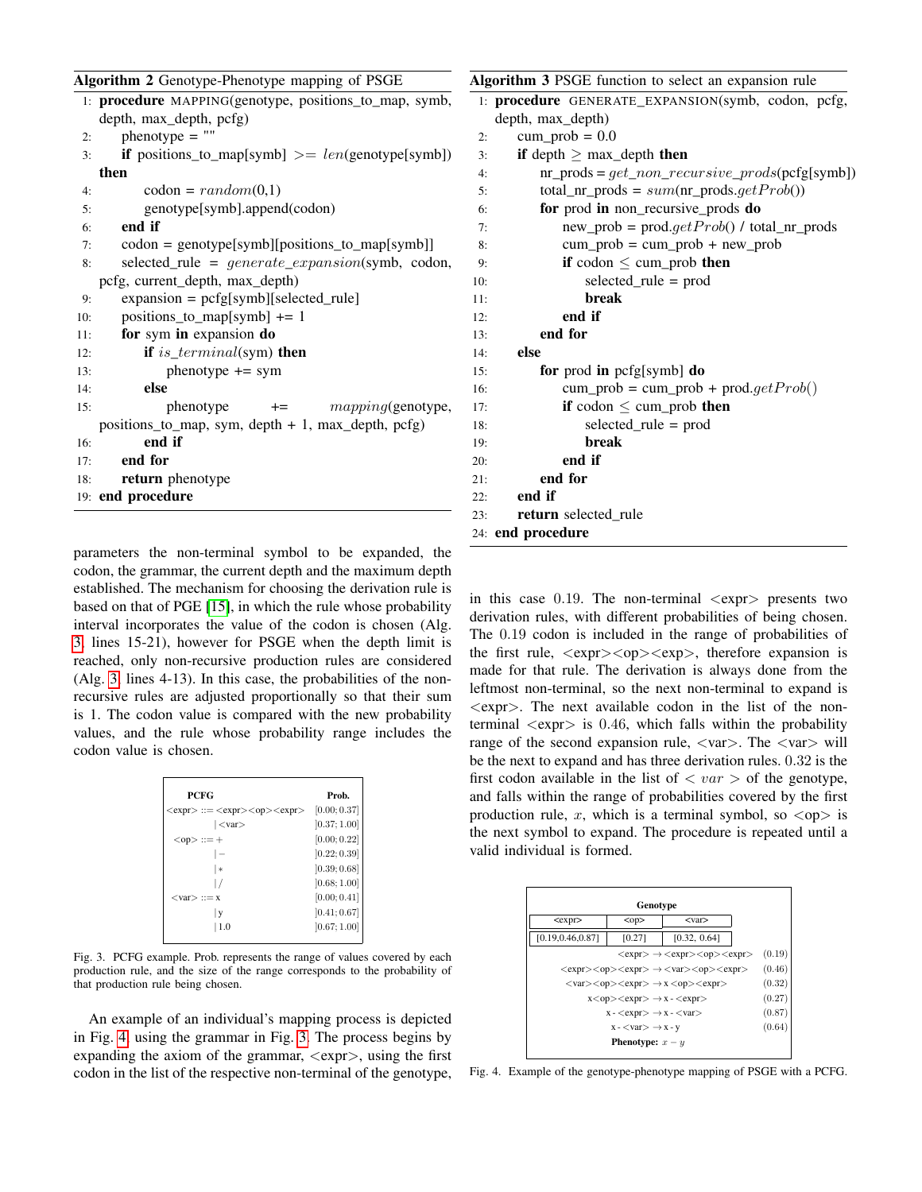**Algorithm 2** Genotype-Phenotype mapping of PSGE

```
1:  procedure MAPPING(genotype, positions_to_map, symb, depth, max_depth, pcfg)
2:      phenotype = ""
3:      if positions_to_map[symb] >= len(genotype[symb]) then
4:          codon = random(0,1)
5:          genotype[symb].append(codon)
6:      end if
7:      codon = genotype[symb][positions_to_map[symb]]
8:      selected_rule = generate_expansion(symb, codon, pcfg, current_depth, max_depth)
9:      expansion = pcfg[symb][selected_rule]
10:     positions_to_map[symb] += 1
11:     for sym in expansion do
12:         if is_terminal(sym) then
13:             phenotype += sym
14:         else
15:             phenotype += mapping(genotype, positions_to_map, sym, depth + 1, max_depth, pcfg)
16:         end if
17:     end for
18:     return phenotype
19: end procedure
```

**Algorithm 3** PSGE function to select an expansion rule

```
1:  procedure GENERATE_EXPANSION(symb, codon, pcfg, depth, max_depth)
2:      cum_prob = 0.0
3:      if depth ≥ max_depth then
4:          nr_prods = get_non_recursive_prods(pcfg[symb])
5:          total_nr_prods = sum(nr_prods.getProb())
6:          for prod in non_recursive_prods do
7:              new_prob = prod.getProb() / total_nr_prods
8:              cum_prob = cum_prob + new_prob
9:              if codon ≤ cum_prob then
10:                 selected_rule = prod
11:                 break
12:             end if
13:         end for
14:     else
15:         for prod in pcfg[symb] do
16:             cum_prob = cum_prob + prod.getProb()
17:             if codon ≤ cum_prob then
18:                 selected_rule = prod
19:                 break
20:             end if
21:         end for
22:     end if
23:     return selected_rule
24: end procedure
```

parameters the non-terminal symbol to be expanded, the codon, the grammar, the current depth and the maximum depth established. The mechanism for choosing the derivation rule is based on that of PGE [15], in which the rule whose probability interval incorporates the value of the codon is chosen (Alg. 3 lines 15-21), however for PSGE when the depth limit is reached, only non-recursive production rules are considered (Alg. 3 lines 4-13). In this case, the probabilities of the non-recursive rules are adjusted proportionally so that their sum is 1. The codon value is compared with the new probability values, and the rule whose probability range includes the codon value is chosen.

| PCFG | Prob. |
|---|---|
| <expr> ::= <expr><op><expr> | [0.00; 0.37] |
| \| <var> | ]0.37; 1.00] |
| <op> ::= + | [0.00; 0.22] |
| \| − | ]0.22; 0.39] |
| \| * | ]0.39; 0.68] |
| \| / | ]0.68; 1.00] |
| <var> ::= x | [0.00; 0.41] |
| \| y | ]0.41; 0.67] |
| \| 1.0 | ]0.67; 1.00] |

Fig. 3. PCFG example. Prob. represents the range of values covered by each production rule, and the size of the range corresponds to the probability of that production rule being chosen.

An example of an individual's mapping process is depicted in Fig. 4, using the grammar in Fig. 3. The process begins by expanding the axiom of the grammar, <expr>, using the first codon in the list of the respective non-terminal of the genotype, in this case 0.19. The non-terminal <expr> presents two derivation rules, with different probabilities of being chosen. The 0.19 codon is included in the range of probabilities of the first rule, <expr><op><exp>, therefore expansion is made for that rule. The derivation is always done from the leftmost non-terminal, so the next non-terminal to expand is <expr>. The next available codon in the list of the non-terminal <expr> is 0.46, which falls within the probability range of the second expansion rule, <var>. The <var> will be the next to expand and has three derivation rules. 0.32 is the first codon available in the list of $< var >$ of the genotype, and falls within the range of probabilities covered by the first production rule, $x$, which is a terminal symbol, so <op> is the next symbol to expand. The procedure is repeated until a valid individual is formed.

**Genotype**

| <expr> | <op> | <var> |
|---|---|---|
| [0.19,0.46,0.87] | [0.27] | [0.32, 0.64] |

| Derivation | Codon |
|---|---|
| <expr> → <expr><op><expr> | (0.19) |
| <expr><op><expr> → <var><op><expr> | (0.46) |
| <var><op><expr> → x <op><expr> | (0.32) |
| x<op><expr> → x - <expr> | (0.27) |
| x - <expr> → x - <var> | (0.87) |
| x - <var> → x - y | (0.64) |

**Phenotype:** $x - y$

Fig. 4. Example of the genotype-phenotype mapping of PSGE with a PCFG.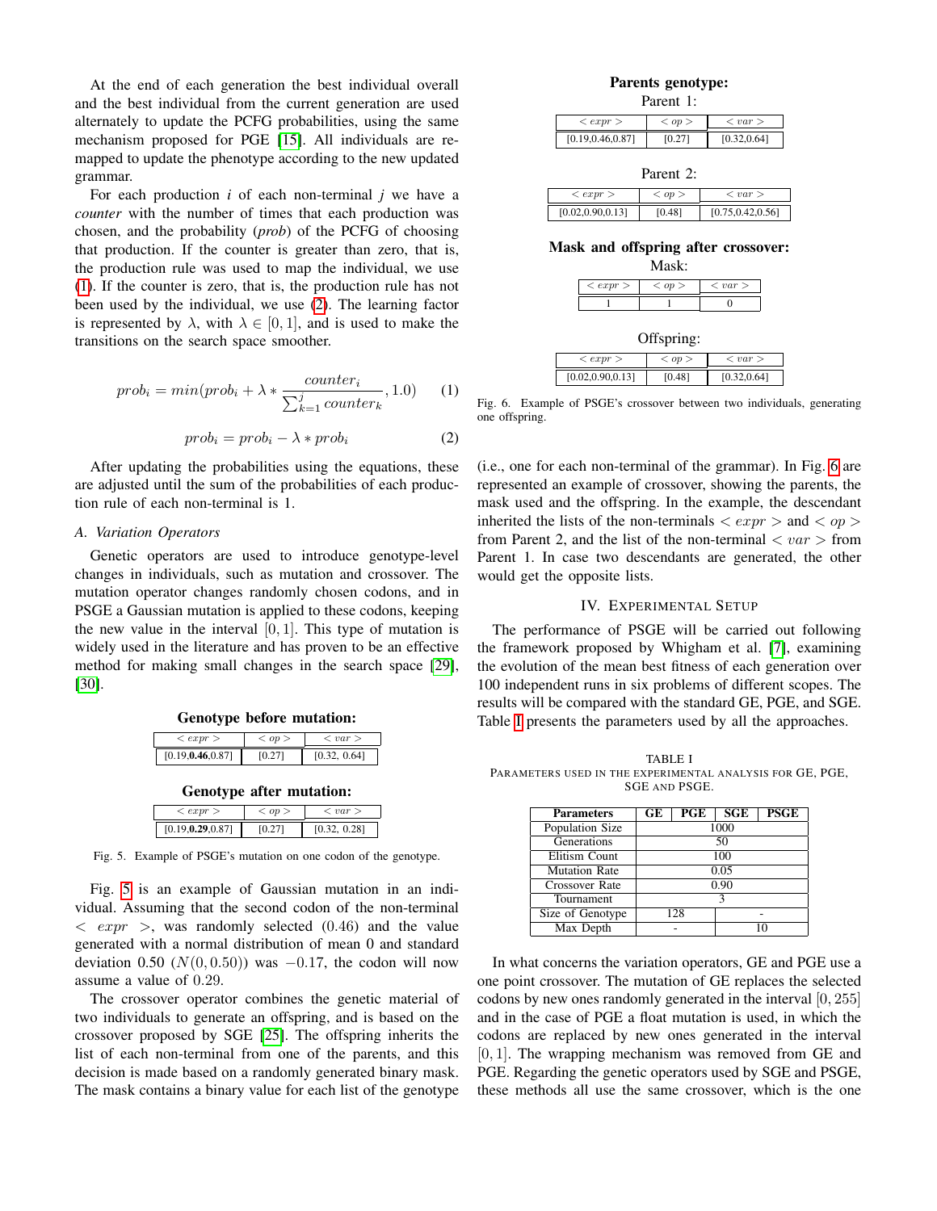At the end of each generation the best individual overall and the best individual from the current generation are used alternately to update the PCFG probabilities, using the same mechanism proposed for PGE [15]. All individuals are re-mapped to update the phenotype according to the new updated grammar.

For each production $i$ of each non-terminal $j$ we have a *counter* with the number of times that each production was chosen, and the probability (*prob*) of the PCFG of choosing that production. If the counter is greater than zero, that is, the production rule was used to map the individual, we use (1). If the counter is zero, that is, the production rule has not been used by the individual, we use (2). The learning factor is represented by $\lambda$, with $\lambda \in [0, 1]$, and is used to make the transitions on the search space smoother.

$$prob_i = min(prob_i + \lambda * \frac{counter_i}{\sum_{k=1}^{j} counter_k}, 1.0) \quad (1)$$

$$prob_i = prob_i - \lambda * prob_i \quad (2)$$

After updating the probabilities using the equations, these are adjusted until the sum of the probabilities of each production rule of each non-terminal is 1.

### A. Variation Operators

Genetic operators are used to introduce genotype-level changes in individuals, such as mutation and crossover. The mutation operator changes randomly chosen codons, and in PSGE a Gaussian mutation is applied to these codons, keeping the new value in the interval $[0, 1]$. This type of mutation is widely used in the literature and has proven to be an effective method for making small changes in the search space [29], [30].

**Genotype before mutation:**

| $< expr >$ | $< op >$ | $< var >$ |
|---|---|---|
| [0.19,**0.46**,0.87] | [0.27] | [0.32, 0.64] |

**Genotype after mutation:**

| $< expr >$ | $< op >$ | $< var >$ |
|---|---|---|
| [0.19,**0.29**,0.87] | [0.27] | [0.32, 0.28] |

Fig. 5. Example of PSGE's mutation on one codon of the genotype.

Fig. 5 is an example of Gaussian mutation in an individual. Assuming that the second codon of the non-terminal $< expr >$, was randomly selected (0.46) and the value generated with a normal distribution of mean 0 and standard deviation 0.50 ($N(0, 0.50)$) was $-0.17$, the codon will now assume a value of 0.29.

The crossover operator combines the genetic material of two individuals to generate an offspring, and is based on the crossover proposed by SGE [25]. The offspring inherits the list of each non-terminal from one of the parents, and this decision is made based on a randomly generated binary mask. The mask contains a binary value for each list of the genotype (i.e., one for each non-terminal of the grammar). In Fig. 6 are represented an example of crossover, showing the parents, the mask used and the offspring. In the example, the descendant inherited the lists of the non-terminals $< expr >$ and $< op >$ from Parent 2, and the list of the non-terminal $< var >$ from Parent 1. In case two descendants are generated, the other would get the opposite lists.

**Parents genotype:**

Parent 1:

| $< expr >$ | $< op >$ | $< var >$ |
|---|---|---|
| [0.19,0.46,0.87] | [0.27] | [0.32,0.64] |

Parent 2:

| $< expr >$ | $< op >$ | $< var >$ |
|---|---|---|
| [0.02,0.90,0.13] | [0.48] | [0.75,0.42,0.56] |

**Mask and offspring after crossover:**

Mask:

| $< expr >$ | $< op >$ | $< var >$ |
|---|---|---|
| 1 | 1 | 0 |

Offspring:

| $< expr >$ | $< op >$ | $< var >$ |
|---|---|---|
| [0.02,0.90,0.13] | [0.48] | [0.32,0.64] |

Fig. 6. Example of PSGE's crossover between two individuals, generating one offspring.

## IV. Experimental Setup

The performance of PSGE will be carried out following the framework proposed by Whigham et al. [7], examining the evolution of the mean best fitness of each generation over 100 independent runs in six problems of different scopes. The results will be compared with the standard GE, PGE, and SGE. Table I presents the parameters used by all the approaches.

TABLE I
Parameters used in the experimental analysis for GE, PGE, SGE and PSGE.

| Parameters | GE | PGE | SGE | PSGE |
|---|---|---|---|---|
| Population Size | 1000 | | | |
| Generations | 50 | | | |
| Elitism Count | 100 | | | |
| Mutation Rate | 0.05 | | | |
| Crossover Rate | 0.90 | | | |
| Tournament | 3 | | | |
| Size of Genotype | 128 | | - | |
| Max Depth | - | | 10 | |

In what concerns the variation operators, GE and PGE use a one point crossover. The mutation of GE replaces the selected codons by new ones randomly generated in the interval $[0, 255]$ and in the case of PGE a float mutation is used, in which the codons are replaced by new ones generated in the interval $[0, 1]$. The wrapping mechanism was removed from GE and PGE. Regarding the genetic operators used by SGE and PSGE, these methods all use the same crossover, which is the one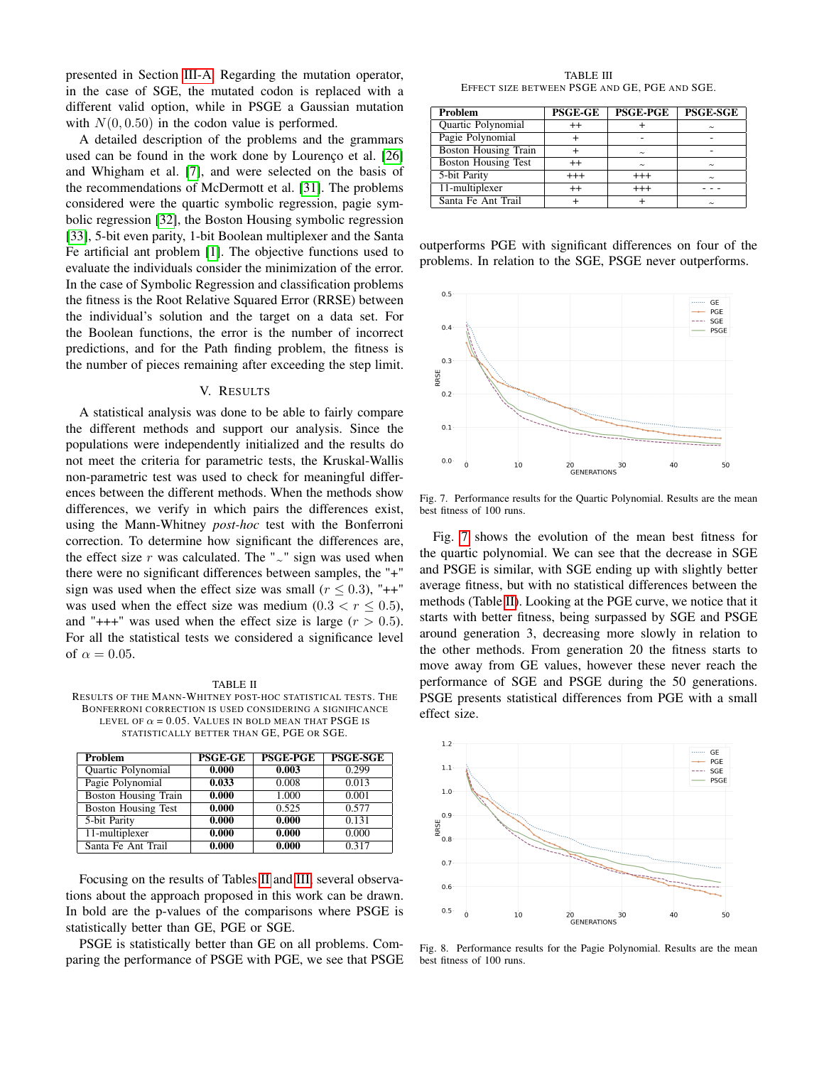presented in Section III-A. Regarding the mutation operator, in the case of SGE, the mutated codon is replaced with a different valid option, while in PSGE a Gaussian mutation with $N(0, 0.50)$ in the codon value is performed.

A detailed description of the problems and the grammars used can be found in the work done by Lourenço et al. [26] and Whigham et al. [7], and were selected on the basis of the recommendations of McDermott et al. [31]. The problems considered were the quartic symbolic regression, pagie symbolic regression [32], the Boston Housing symbolic regression [33], 5-bit even parity, 1-bit Boolean multiplexer and the Santa Fe artificial ant problem [1]. The objective functions used to evaluate the individuals consider the minimization of the error. In the case of Symbolic Regression and classification problems the fitness is the Root Relative Squared Error (RRSE) between the individual's solution and the target on a data set. For the Boolean functions, the error is the number of incorrect predictions, and for the Path finding problem, the fitness is the number of pieces remaining after exceeding the step limit.

## V. Results

A statistical analysis was done to be able to fairly compare the different methods and support our analysis. Since the populations were independently initialized and the results do not meet the criteria for parametric tests, the Kruskal-Wallis non-parametric test was used to check for meaningful differences between the different methods. When the methods show differences, we verify in which pairs the differences exist, using the Mann-Whitney *post-hoc* test with the Bonferroni correction. To determine how significant the differences are, the effect size $r$ was calculated. The "$\sim$" sign was used when there were no significant differences between samples, the "+" sign was used when the effect size was small ($r \leq 0.3$), "++" was used when the effect size was medium ($0.3 < r \leq 0.5$), and "+++" was used when the effect size is large ($r > 0.5$). For all the statistical tests we considered a significance level of $\alpha = 0.05$.

TABLE II
Results of the Mann-Whitney post-hoc statistical tests. The Bonferroni correction is used considering a significance level of $\alpha = 0.05$. Values in bold mean that PSGE is statistically better than GE, PGE or SGE.

| Problem | PSGE-GE | PSGE-PGE | PSGE-SGE |
|---|---|---|---|
| Quartic Polynomial | **0.000** | **0.003** | 0.299 |
| Pagie Polynomial | **0.033** | 0.008 | 0.013 |
| Boston Housing Train | **0.000** | 1.000 | 0.001 |
| Boston Housing Test | **0.000** | 0.525 | 0.577 |
| 5-bit Parity | **0.000** | **0.000** | 0.131 |
| 11-multiplexer | **0.000** | **0.000** | 0.000 |
| Santa Fe Ant Trail | **0.000** | **0.000** | 0.317 |

Focusing on the results of Tables II and III, several observations about the approach proposed in this work can be drawn. In bold are the p-values of the comparisons where PSGE is statistically better than GE, PGE or SGE.

PSGE is statistically better than GE on all problems. Comparing the performance of PSGE with PGE, we see that PSGE outperforms PGE with significant differences on four of the problems. In relation to the SGE, PSGE never outperforms.

TABLE III
Effect size between PSGE and GE, PGE and SGE.

| Problem | PSGE-GE | PSGE-PGE | PSGE-SGE |
|---|---|---|---|
| Quartic Polynomial | ++ | + | $\sim$ |
| Pagie Polynomial | + | - | - |
| Boston Housing Train | + | $\sim$ | - |
| Boston Housing Test | ++ | $\sim$ | $\sim$ |
| 5-bit Parity | +++ | +++ | $\sim$ |
| 11-multiplexer | ++ | +++ | - - - |
| Santa Fe Ant Trail | + | + | $\sim$ |

Fig. 7. Performance results for the Quartic Polynomial. Results are the mean best fitness of 100 runs.

Fig. 7 shows the evolution of the mean best fitness for the quartic polynomial. We can see that the decrease in SGE and PSGE is similar, with SGE ending up with slightly better average fitness, but with no statistical differences between the methods (Table II). Looking at the PGE curve, we notice that it starts with better fitness, being surpassed by SGE and PSGE around generation 3, decreasing more slowly in relation to the other methods. From generation 20 the fitness starts to move away from GE values, however these never reach the performance of SGE and PSGE during the 50 generations. PSGE presents statistical differences from PGE with a small effect size.

Fig. 8. Performance results for the Pagie Polynomial. Results are the mean best fitness of 100 runs.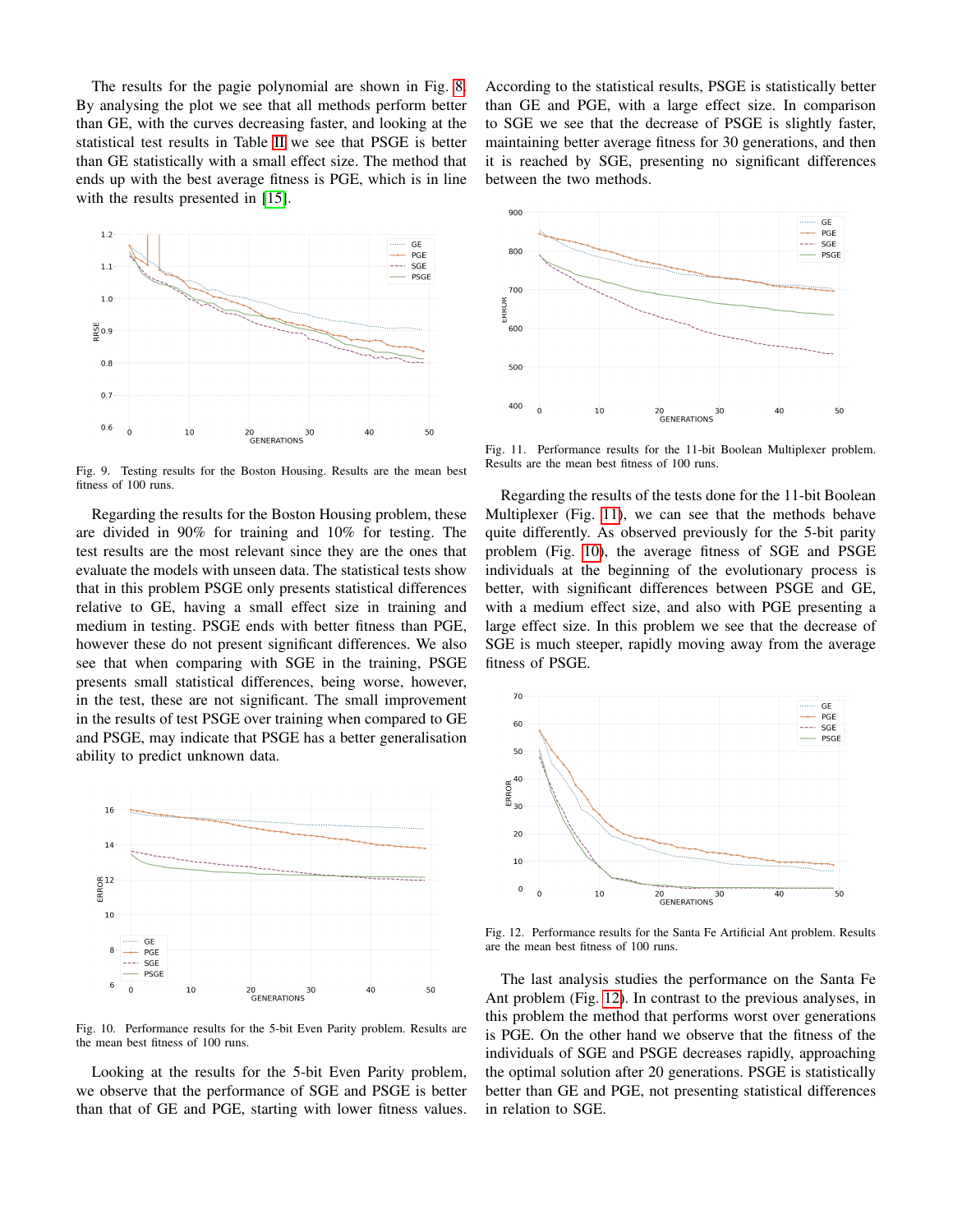The results for the pagie polynomial are shown in Fig. 8. By analysing the plot we see that all methods perform better than GE, with the curves decreasing faster, and looking at the statistical test results in Table II we see that PSGE is better than GE statistically with a small effect size. The method that ends up with the best average fitness is PGE, which is in line with the results presented in [15].

Fig. 9. Testing results for the Boston Housing. Results are the mean best fitness of 100 runs.

Regarding the results for the Boston Housing problem, these are divided in 90% for training and 10% for testing. The test results are the most relevant since they are the ones that evaluate the models with unseen data. The statistical tests show that in this problem PSGE only presents statistical differences relative to GE, having a small effect size in training and medium in testing. PSGE ends with better fitness than PGE, however these do not present significant differences. We also see that when comparing with SGE in the training, PSGE presents small statistical differences, being worse, however, in the test, these are not significant. The small improvement in the results of test PSGE over training when compared to GE and PSGE, may indicate that PSGE has a better generalisation ability to predict unknown data.

Fig. 10. Performance results for the 5-bit Even Parity problem. Results are the mean best fitness of 100 runs.

Looking at the results for the 5-bit Even Parity problem, we observe that the performance of SGE and PSGE is better than that of GE and PGE, starting with lower fitness values. According to the statistical results, PSGE is statistically better than GE and PGE, with a large effect size. In comparison to SGE we see that the decrease of PSGE is slightly faster, maintaining better average fitness for 30 generations, and then it is reached by SGE, presenting no significant differences between the two methods.

Fig. 11. Performance results for the 11-bit Boolean Multiplexer problem. Results are the mean best fitness of 100 runs.

Regarding the results of the tests done for the 11-bit Boolean Multiplexer (Fig. 11), we can see that the methods behave quite differently. As observed previously for the 5-bit parity problem (Fig. 10), the average fitness of SGE and PSGE individuals at the beginning of the evolutionary process is better, with significant differences between PSGE and GE, with a medium effect size, and also with PGE presenting a large effect size. In this problem we see that the decrease of SGE is much steeper, rapidly moving away from the average fitness of PSGE.

Fig. 12. Performance results for the Santa Fe Artificial Ant problem. Results are the mean best fitness of 100 runs.

The last analysis studies the performance on the Santa Fe Ant problem (Fig. 12). In contrast to the previous analyses, in this problem the method that performs worst over generations is PGE. On the other hand we observe that the fitness of the individuals of SGE and PSGE decreases rapidly, approaching the optimal solution after 20 generations. PSGE is statistically better than GE and PGE, not presenting statistical differences in relation to SGE.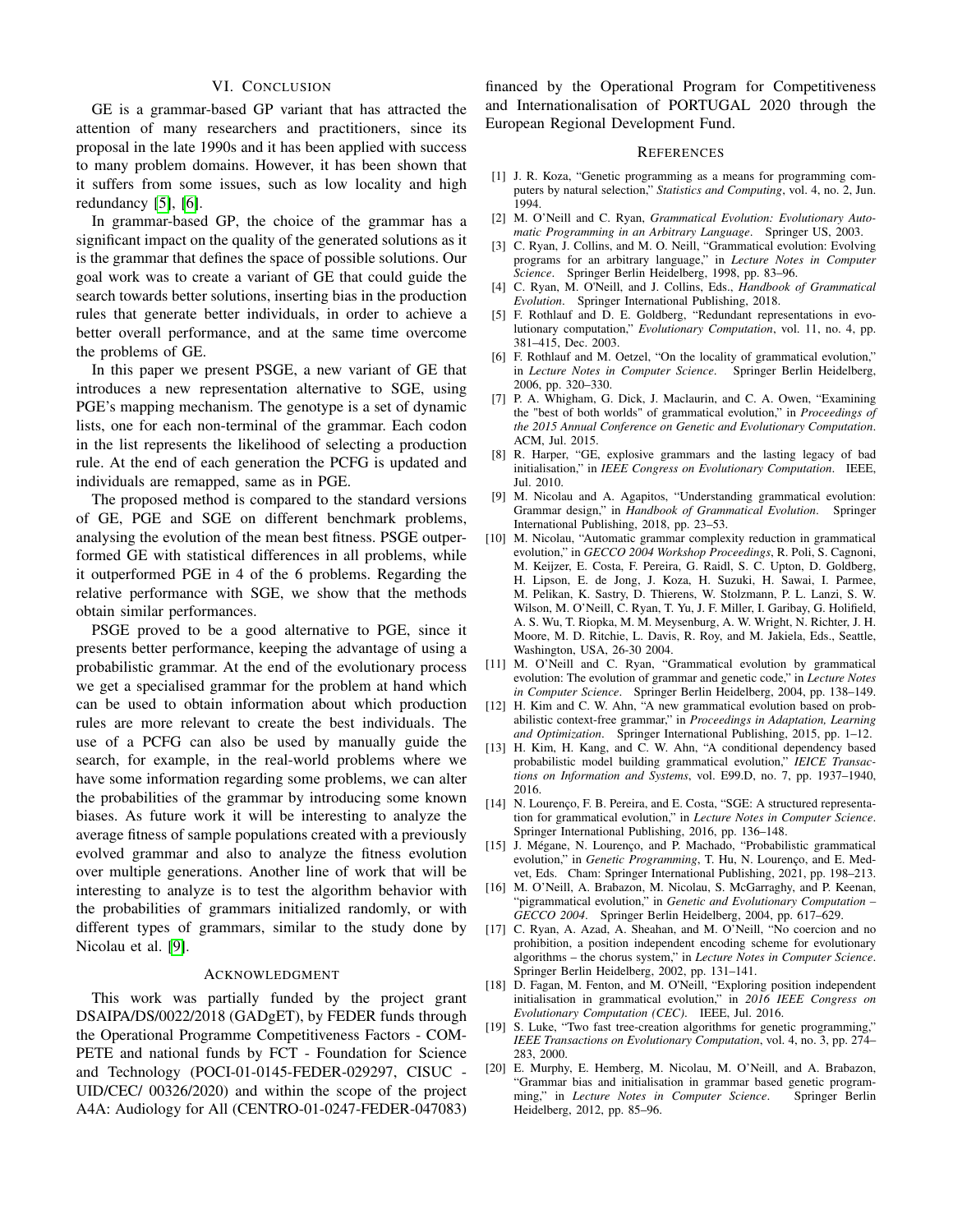## VI. Conclusion

GE is a grammar-based GP variant that has attracted the attention of many researchers and practitioners, since its proposal in the late 1990s and it has been applied with success to many problem domains. However, it has been shown that it suffers from some issues, such as low locality and high redundancy [5], [6].

In grammar-based GP, the choice of the grammar has a significant impact on the quality of the generated solutions as it is the grammar that defines the space of possible solutions. Our goal work was to create a variant of GE that could guide the search towards better solutions, inserting bias in the production rules that generate better individuals, in order to achieve a better overall performance, and at the same time overcome the problems of GE.

In this paper we present PSGE, a new variant of GE that introduces a new representation alternative to SGE, using PGE's mapping mechanism. The genotype is a set of dynamic lists, one for each non-terminal of the grammar. Each codon in the list represents the likelihood of selecting a production rule. At the end of each generation the PCFG is updated and individuals are remapped, same as in PGE.

The proposed method is compared to the standard versions of GE, PGE and SGE on different benchmark problems, analysing the evolution of the mean best fitness. PSGE outperformed GE with statistical differences in all problems, while it outperformed PGE in 4 of the 6 problems. Regarding the relative performance with SGE, we show that the methods obtain similar performances.

PSGE proved to be a good alternative to PGE, since it presents better performance, keeping the advantage of using a probabilistic grammar. At the end of the evolutionary process we get a specialised grammar for the problem at hand which can be used to obtain information about which production rules are more relevant to create the best individuals. The use of a PCFG can also be used by manually guide the search, for example, in the real-world problems where we have some information regarding some problems, we can alter the probabilities of the grammar by introducing some known biases. As future work it will be interesting to analyze the average fitness of sample populations created with a previously evolved grammar and also to analyze the fitness evolution over multiple generations. Another line of work that will be interesting to analyze is to test the algorithm behavior with the probabilities of grammars initialized randomly, or with different types of grammars, similar to the study done by Nicolau et al. [9].

## Acknowledgment

This work was partially funded by the project grant DSAIPA/DS/0022/2018 (GADgET), by FEDER funds through the Operational Programme Competitiveness Factors - COMPETE and national funds by FCT - Foundation for Science and Technology (POCI-01-0145-FEDER-029297, CISUC - UID/CEC/ 00326/2020) and within the scope of the project A4A: Audiology for All (CENTRO-01-0247-FEDER-047083) financed by the Operational Program for Competitiveness and Internationalisation of PORTUGAL 2020 through the European Regional Development Fund.

## References

[1] J. R. Koza, "Genetic programming as a means for programming computers by natural selection," *Statistics and Computing*, vol. 4, no. 2, Jun. 1994.

[2] M. O'Neill and C. Ryan, *Grammatical Evolution: Evolutionary Automatic Programming in an Arbitrary Language*. Springer US, 2003.

[3] C. Ryan, J. Collins, and M. O. Neill, "Grammatical evolution: Evolving programs for an arbitrary language," in *Lecture Notes in Computer Science*. Springer Berlin Heidelberg, 1998, pp. 83–96.

[4] C. Ryan, M. O'Neill, and J. Collins, Eds., *Handbook of Grammatical Evolution*. Springer International Publishing, 2018.

[5] F. Rothlauf and D. E. Goldberg, "Redundant representations in evolutionary computation," *Evolutionary Computation*, vol. 11, no. 4, pp. 381–415, Dec. 2003.

[6] F. Rothlauf and M. Oetzel, "On the locality of grammatical evolution," in *Lecture Notes in Computer Science*. Springer Berlin Heidelberg, 2006, pp. 320–330.

[7] P. A. Whigham, G. Dick, J. Maclaurin, and C. A. Owen, "Examining the "best of both worlds" of grammatical evolution," in *Proceedings of the 2015 Annual Conference on Genetic and Evolutionary Computation*. ACM, Jul. 2015.

[8] R. Harper, "GE, explosive grammars and the lasting legacy of bad initialisation," in *IEEE Congress on Evolutionary Computation*. IEEE, Jul. 2010.

[9] M. Nicolau and A. Agapitos, "Understanding grammatical evolution: Grammar design," in *Handbook of Grammatical Evolution*. Springer International Publishing, 2018, pp. 23–53.

[10] M. Nicolau, "Automatic grammar complexity reduction in grammatical evolution," in *GECCO 2004 Workshop Proceedings*, R. Poli, S. Cagnoni, M. Keijzer, E. Costa, F. Pereira, G. Raidl, S. C. Upton, D. Goldberg, H. Lipson, E. de Jong, J. Koza, H. Suzuki, H. Sawai, I. Parmee, M. Pelikan, K. Sastry, D. Thierens, W. Stolzmann, P. L. Lanzi, S. W. Wilson, M. O'Neill, C. Ryan, T. Yu, J. F. Miller, I. Garibay, G. Holifield, A. S. Wu, T. Riopka, M. M. Meysenburg, A. W. Wright, N. Richter, J. H. Moore, M. D. Ritchie, L. Davis, R. Roy, and M. Jakiela, Eds., Seattle, Washington, USA, 26-30 2004.

[11] M. O'Neill and C. Ryan, "Grammatical evolution by grammatical evolution: The evolution of grammar and genetic code," in *Lecture Notes in Computer Science*. Springer Berlin Heidelberg, 2004, pp. 138–149.

[12] H. Kim and C. W. Ahn, "A new grammatical evolution based on probabilistic context-free grammar," in *Proceedings in Adaptation, Learning and Optimization*. Springer International Publishing, 2015, pp. 1–12.

[13] H. Kim, H. Kang, and C. W. Ahn, "A conditional dependency based probabilistic model building grammatical evolution," *IEICE Transactions on Information and Systems*, vol. E99.D, no. 7, pp. 1937–1940, 2016.

[14] N. Lourenço, F. B. Pereira, and E. Costa, "SGE: A structured representation for grammatical evolution," in *Lecture Notes in Computer Science*. Springer International Publishing, 2016, pp. 136–148.

[15] J. Mégane, N. Lourenço, and P. Machado, "Probabilistic grammatical evolution," in *Genetic Programming*, T. Hu, N. Lourenço, and E. Medvet, Eds. Cham: Springer International Publishing, 2021, pp. 198–213.

[16] M. O'Neill, A. Brabazon, M. Nicolau, S. McGarraghy, and P. Keenan, "πgrammatical evolution," in *Genetic and Evolutionary Computation – GECCO 2004*. Springer Berlin Heidelberg, 2004, pp. 617–629.

[17] C. Ryan, A. Azad, A. Sheahan, and M. O'Neill, "No coercion and no prohibition, a position independent encoding scheme for evolutionary algorithms – the chorus system," in *Lecture Notes in Computer Science*. Springer Berlin Heidelberg, 2002, pp. 131–141.

[18] D. Fagan, M. Fenton, and M. O'Neill, "Exploring position independent initialisation in grammatical evolution," in *2016 IEEE Congress on Evolutionary Computation (CEC)*. IEEE, Jul. 2016.

[19] S. Luke, "Two fast tree-creation algorithms for genetic programming," *IEEE Transactions on Evolutionary Computation*, vol. 4, no. 3, pp. 274–283, 2000.

[20] E. Murphy, E. Hemberg, M. Nicolau, M. O'Neill, and A. Brabazon, "Grammar bias and initialisation in grammar based genetic programming," in *Lecture Notes in Computer Science*. Springer Berlin Heidelberg, 2012, pp. 85–96.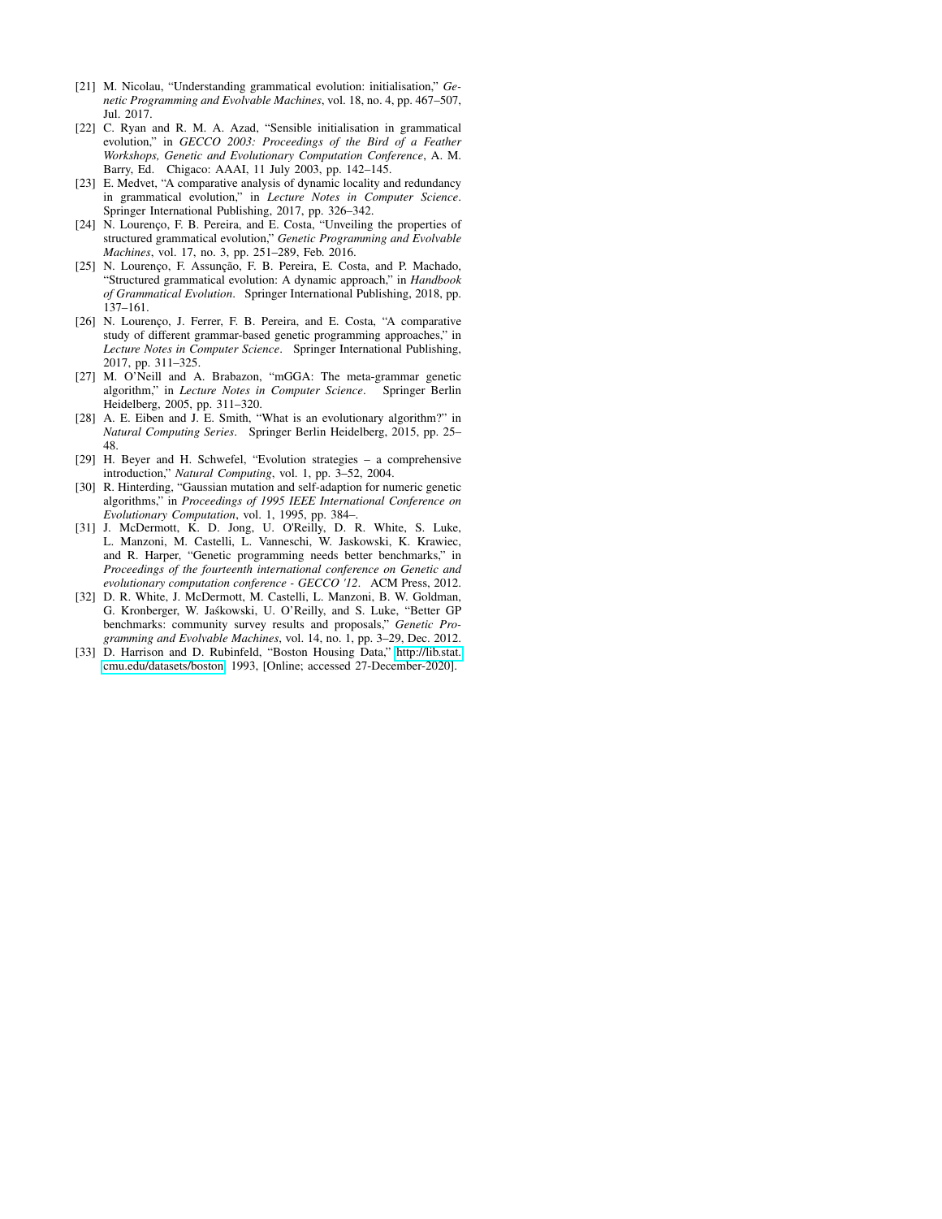[21] M. Nicolau, "Understanding grammatical evolution: initialisation," *Genetic Programming and Evolvable Machines*, vol. 18, no. 4, pp. 467–507, Jul. 2017.

[22] C. Ryan and R. M. A. Azad, "Sensible initialisation in grammatical evolution," in *GECCO 2003: Proceedings of the Bird of a Feather Workshops, Genetic and Evolutionary Computation Conference*, A. M. Barry, Ed. Chigaco: AAAI, 11 July 2003, pp. 142–145.

[23] E. Medvet, "A comparative analysis of dynamic locality and redundancy in grammatical evolution," in *Lecture Notes in Computer Science*. Springer International Publishing, 2017, pp. 326–342.

[24] N. Lourenço, F. B. Pereira, and E. Costa, "Unveiling the properties of structured grammatical evolution," *Genetic Programming and Evolvable Machines*, vol. 17, no. 3, pp. 251–289, Feb. 2016.

[25] N. Lourenço, F. Assunção, F. B. Pereira, E. Costa, and P. Machado, "Structured grammatical evolution: A dynamic approach," in *Handbook of Grammatical Evolution*. Springer International Publishing, 2018, pp. 137–161.

[26] N. Lourenço, J. Ferrer, F. B. Pereira, and E. Costa, "A comparative study of different grammar-based genetic programming approaches," in *Lecture Notes in Computer Science*. Springer International Publishing, 2017, pp. 311–325.

[27] M. O'Neill and A. Brabazon, "mGGA: The meta-grammar genetic algorithm," in *Lecture Notes in Computer Science*. Springer Berlin Heidelberg, 2005, pp. 311–320.

[28] A. E. Eiben and J. E. Smith, "What is an evolutionary algorithm?" in *Natural Computing Series*. Springer Berlin Heidelberg, 2015, pp. 25–48.

[29] H. Beyer and H. Schwefel, "Evolution strategies – a comprehensive introduction," *Natural Computing*, vol. 1, pp. 3–52, 2004.

[30] R. Hinterding, "Gaussian mutation and self-adaption for numeric genetic algorithms," in *Proceedings of 1995 IEEE International Conference on Evolutionary Computation*, vol. 1, 1995, pp. 384–.

[31] J. McDermott, K. D. Jong, U. O'Reilly, D. R. White, S. Luke, L. Manzoni, M. Castelli, L. Vanneschi, W. Jaskowski, K. Krawiec, and R. Harper, "Genetic programming needs better benchmarks," in *Proceedings of the fourteenth international conference on Genetic and evolutionary computation conference - GECCO '12*. ACM Press, 2012.

[32] D. R. White, J. McDermott, M. Castelli, L. Manzoni, B. W. Goldman, G. Kronberger, W. Jaśkowski, U. O'Reilly, and S. Luke, "Better GP benchmarks: community survey results and proposals," *Genetic Programming and Evolvable Machines*, vol. 14, no. 1, pp. 3–29, Dec. 2012.

[33] D. Harrison and D. Rubinfeld, "Boston Housing Data," http://lib.stat.cmu.edu/datasets/boston, 1993, [Online; accessed 27-December-2020].